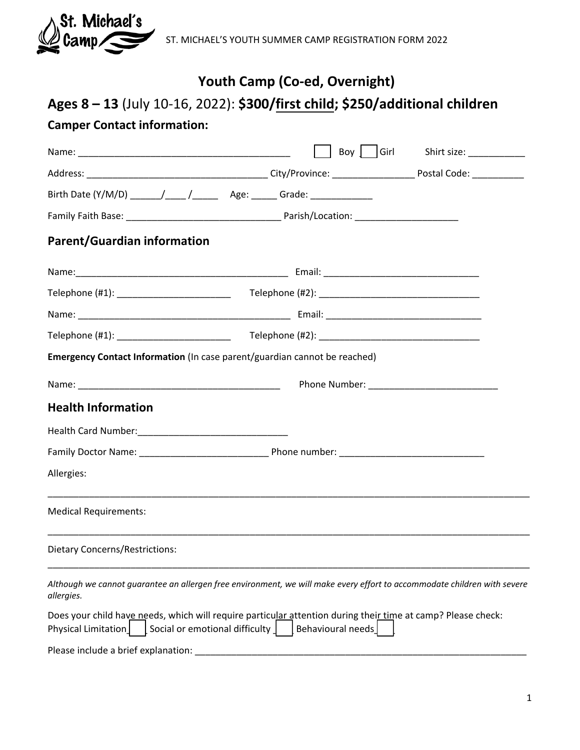ST. MICHAEL'S YOUTH SUMMER CAMP REGISTRATION FORM 2022

# Youth Camp (Co-ed, Overnight)

## **Ages 8 – 13** (July 10-16, 2022): **$300/first child; $250/additional children**

### Camper Contact information:

Name: ________________________________________ ☐ Boy ☐ Girl Shirt size: ___________

Address: __________________________________ City/Province: _______________ Postal Code: __________

Birth Date (Y/M/D) ______/____ /_____ Age: _____ Grade: ____________

Family Faith Base: _____________________________ Parish/Location: ____________________

### Parent/Guardian information

Name:________________________________________ Email: ______________________________

Telephone (#1): ______________________ Telephone (#2): _______________________________

Name: ________________________________________ Email: ______________________________

Telephone (#1): ______________________ Telephone (#2): _______________________________

**Emergency Contact Information** (In case parent/guardian cannot be reached)

Name: ______________________________________ Phone Number: ________________________

### Health Information

Health Card Number:_____________________________

Family Doctor Name: ________________________ Phone number: ___________________________

Allergies:

_____________________________________________________________________________________________

Medical Requirements:

_____________________________________________________________________________________________

Dietary Concerns/Restrictions:

_____________________________________________________________________________________________

*Although we cannot guarantee an allergen free environment, we will make every effort to accommodate children with severe allergies.*

Does your child have needs, which will require particular attention during their time at camp? Please check: Physical Limitation ☐ Social or emotional difficulty ☐ Behavioural needs ☐

Please include a brief explanation: ___________________________________________________________________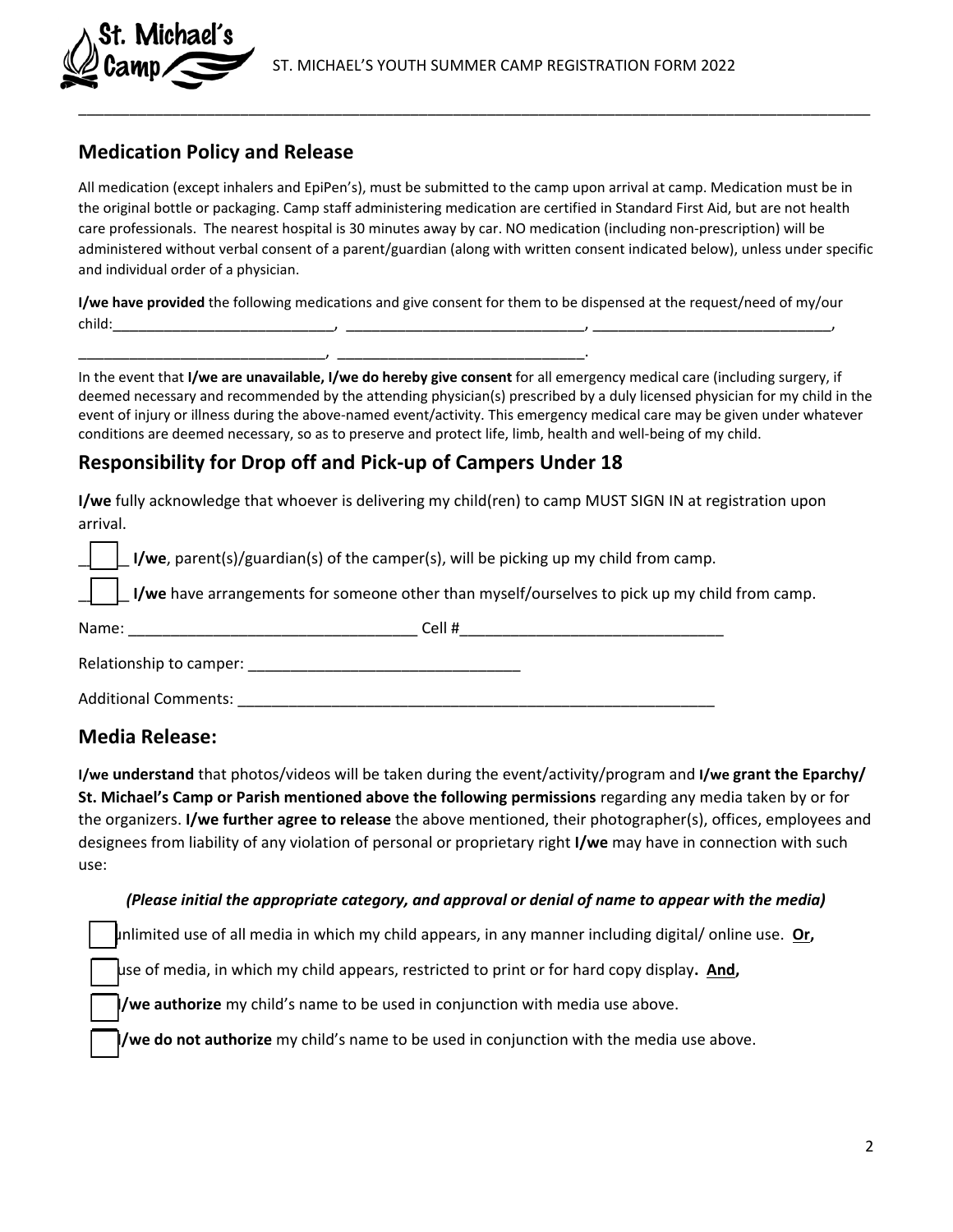## Medication Policy and Release

All medication (except inhalers and EpiPen's), must be submitted to the camp upon arrival at camp. Medication must be in the original bottle or packaging. Camp staff administering medication are certified in Standard First Aid, but are not health care professionals. The nearest hospital is 30 minutes away by car. NO medication (including non-prescription) will be administered without verbal consent of a parent/guardian (along with written consent indicated below), unless under specific and individual order of a physician.

**I/we have provided** the following medications and give consent for them to be dispensed at the request/need of my/our child:____________________________, ______________________________, ______________________________, ______________________________, ______________________________.

In the event that **I/we are unavailable, I/we do hereby give consent** for all emergency medical care (including surgery, if deemed necessary and recommended by the attending physician(s) prescribed by a duly licensed physician for my child in the event of injury or illness during the above-named event/activity. This emergency medical care may be given under whatever conditions are deemed necessary, so as to preserve and protect life, limb, health and well-being of my child.

## Responsibility for Drop off and Pick-up of Campers Under 18

**I/we** fully acknowledge that whoever is delivering my child(ren) to camp MUST SIGN IN at registration upon arrival.

☐ **I/we**, parent(s)/guardian(s) of the camper(s), will be picking up my child from camp.

☐ **I/we** have arrangements for someone other than myself/ourselves to pick up my child from camp.

Name: __________________________________ Cell #_______________________________

Relationship to camper: ________________________________

Additional Comments: __________________________________________________________

## Media Release:

**I/we understand** that photos/videos will be taken during the event/activity/program and **I/we grant the Eparchy/ St. Michael's Camp or Parish mentioned above the following permissions** regarding any media taken by or for the organizers. **I/we further agree to release** the above mentioned, their photographer(s), offices, employees and designees from liability of any violation of personal or proprietary right **I/we** may have in connection with such use:

***(Please initial the appropriate category, and approval or denial of name to appear with the media)***

☐ unlimited use of all media in which my child appears, in any manner including digital/ online use. **Or,**

☐ use of media, in which my child appears, restricted to print or for hard copy display**. And,**

☐ **I/we authorize** my child's name to be used in conjunction with media use above.

☐ **I/we do not authorize** my child's name to be used in conjunction with the media use above.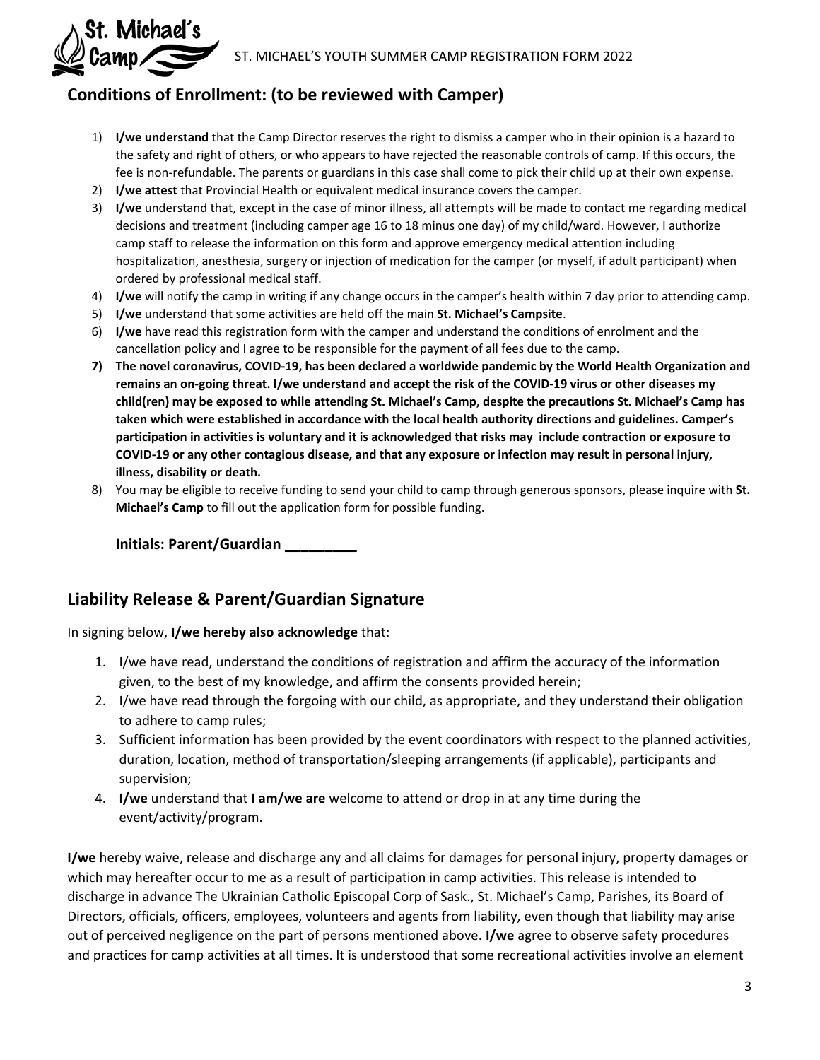## Conditions of Enrollment: (to be reviewed with Camper)

1) **I/we understand** that the Camp Director reserves the right to dismiss a camper who in their opinion is a hazard to the safety and right of others, or who appears to have rejected the reasonable controls of camp. If this occurs, the fee is non-refundable. The parents or guardians in this case shall come to pick their child up at their own expense.
2) **I/we attest** that Provincial Health or equivalent medical insurance covers the camper.
3) **I/we** understand that, except in the case of minor illness, all attempts will be made to contact me regarding medical decisions and treatment (including camper age 16 to 18 minus one day) of my child/ward. However, I authorize camp staff to release the information on this form and approve emergency medical attention including hospitalization, anesthesia, surgery or injection of medication for the camper (or myself, if adult participant) when ordered by professional medical staff.
4) **I/we** will notify the camp in writing if any change occurs in the camper's health within 7 day prior to attending camp.
5) **I/we** understand that some activities are held off the main **St. Michael's Campsite**.
6) **I/we** have read this registration form with the camper and understand the conditions of enrolment and the cancellation policy and I agree to be responsible for the payment of all fees due to the camp.
7) **The novel coronavirus, COVID-19, has been declared a worldwide pandemic by the World Health Organization and remains an on-going threat. I/we understand and accept the risk of the COVID-19 virus or other diseases my child(ren) may be exposed to while attending St. Michael's Camp, despite the precautions St. Michael's Camp has taken which were established in accordance with the local health authority directions and guidelines. Camper's participation in activities is voluntary and it is acknowledged that risks may include contraction or exposure to COVID-19 or any other contagious disease, and that any exposure or infection may result in personal injury, illness, disability or death.**
8) You may be eligible to receive funding to send your child to camp through generous sponsors, please inquire with **St. Michael's Camp** to fill out the application form for possible funding.

**Initials: Parent/Guardian _________**

## Liability Release & Parent/Guardian Signature

In signing below, **I/we hereby also acknowledge** that:

1. I/we have read, understand the conditions of registration and affirm the accuracy of the information given, to the best of my knowledge, and affirm the consents provided herein;
2. I/we have read through the forgoing with our child, as appropriate, and they understand their obligation to adhere to camp rules;
3. Sufficient information has been provided by the event coordinators with respect to the planned activities, duration, location, method of transportation/sleeping arrangements (if applicable), participants and supervision;
4. **I/we** understand that **I am/we are** welcome to attend or drop in at any time during the event/activity/program.

**I/we** hereby waive, release and discharge any and all claims for damages for personal injury, property damages or which may hereafter occur to me as a result of participation in camp activities. This release is intended to discharge in advance The Ukrainian Catholic Episcopal Corp of Sask., St. Michael's Camp, Parishes, its Board of Directors, officials, officers, employees, volunteers and agents from liability, even though that liability may arise out of perceived negligence on the part of persons mentioned above. **I/we** agree to observe safety procedures and practices for camp activities at all times. It is understood that some recreational activities involve an element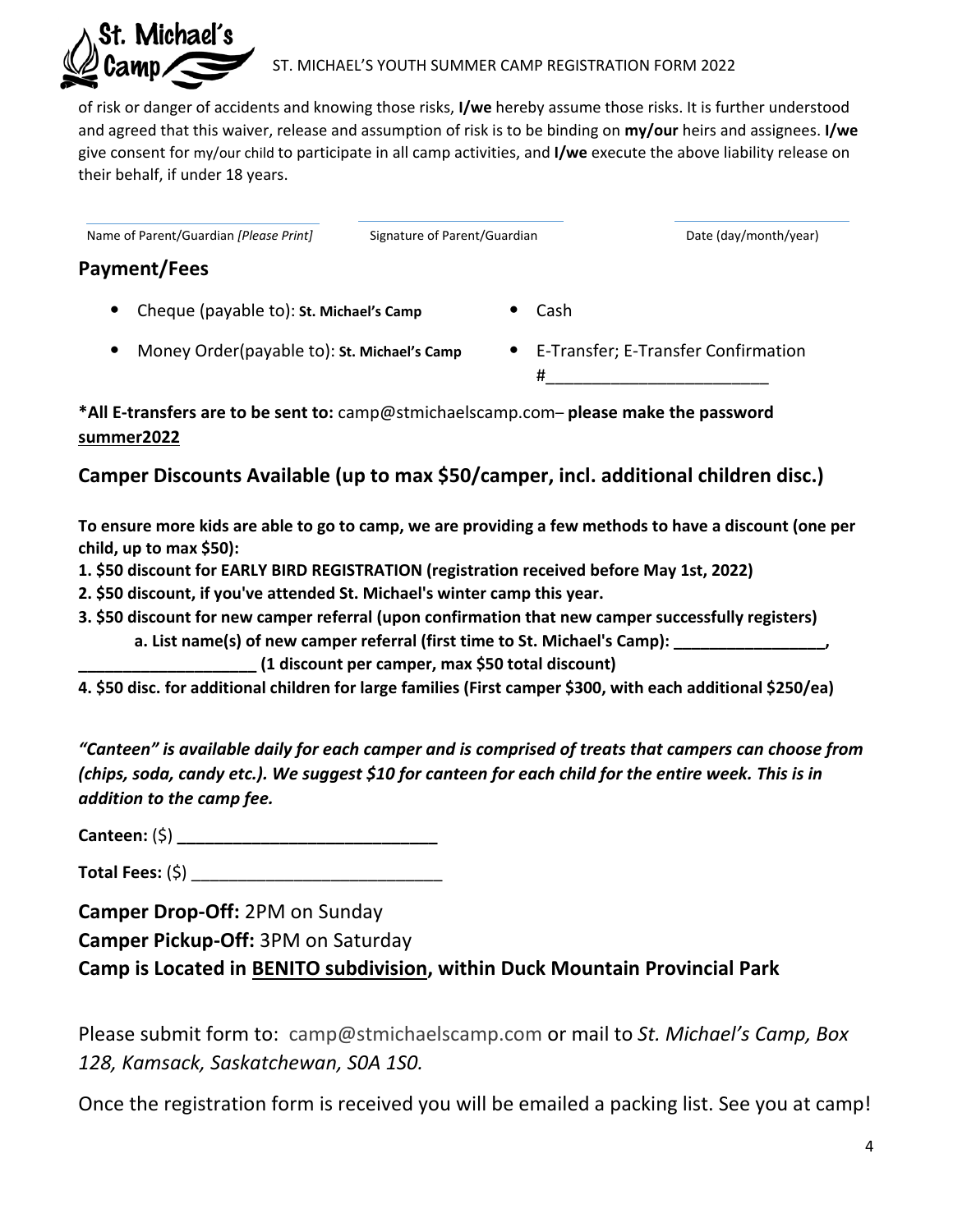of risk or danger of accidents and knowing those risks, **I/we** hereby assume those risks. It is further understood and agreed that this waiver, release and assumption of risk is to be binding on **my/our** heirs and assignees. **I/we** give consent for my/our child to participate in all camp activities, and **I/we** execute the above liability release on their behalf, if under 18 years.

Name of Parent/Guardian *[Please Print]* ________ Signature of Parent/Guardian ________ Date (day/month/year) ________

## Payment/Fees

- Cheque (payable to): **St. Michael's Camp**
- Cash
- Money Order(payable to): **St. Michael's Camp**
- E-Transfer; E-Transfer Confirmation #________________________

**\*All E-transfers are to be sent to:** camp@stmichaelscamp.com– **please make the password** **<u>summer2022</u>**

## Camper Discounts Available (up to max $50/camper, incl. additional children disc.)

**To ensure more kids are able to go to camp, we are providing a few methods to have a discount (one per child, up to max $50):**

**1. $50 discount for EARLY BIRD REGISTRATION (registration received before May 1st, 2022)**

**2. $50 discount, if you've attended St. Michael's winter camp this year.**

**3. $50 discount for new camper referral (upon confirmation that new camper successfully registers)**

**a. List name(s) of new camper referral (first time to St. Michael's Camp): _________________, ____________________ (1 discount per camper, max $50 total discount)**

**4. $50 disc. for additional children for large families (First camper $300, with each additional $250/ea)**

***"Canteen" is available daily for each camper and is comprised of treats that campers can choose from (chips, soda, candy etc.). We suggest $10 for canteen for each child for the entire week. This is in addition to the camp fee.***

**Canteen:** ($) ____________________________

**Total Fees:** ($) ___________________________

**Camper Drop-Off:** 2PM on Sunday

**Camper Pickup-Off:** 3PM on Saturday

**Camp is Located in <u>BENITO subdivision</u>, within Duck Mountain Provincial Park**

Please submit form to: camp@stmichaelscamp.com or mail to *St. Michael's Camp, Box 128, Kamsack, Saskatchewan, S0A 1S0.*

Once the registration form is received you will be emailed a packing list. See you at camp!